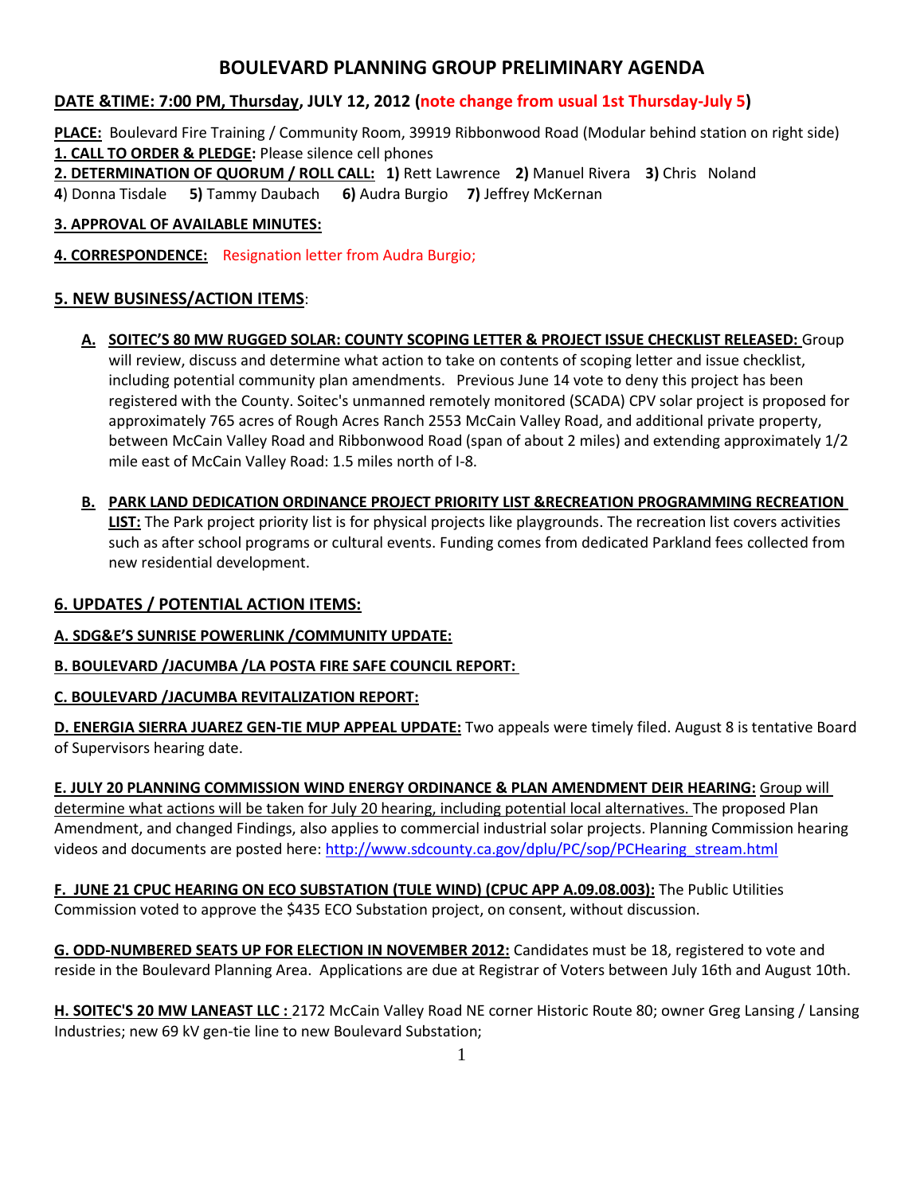# BOULEVARD PLANNING GROUP PRELIMINARY AGENDA

**DATE &TIME: 7:00 PM, Thursday, JULY 12, 2012 (note change from usual 1st Thursday-July 5)**

**PLACE:** Boulevard Fire Training / Community Room, 39919 Ribbonwood Road (Modular behind station on right side)

**1. CALL TO ORDER & PLEDGE:** Please silence cell phones

**2. DETERMINATION OF QUORUM / ROLL CALL:** **1)** Rett Lawrence **2)** Manuel Rivera **3)** Chris Noland **4**) Donna Tisdale **5)** Tammy Daubach **6)** Audra Burgio **7)** Jeffrey McKernan

**3. APPROVAL OF AVAILABLE MINUTES:**

**4. CORRESPONDENCE:** Resignation letter from Audra Burgio;

## 5. NEW BUSINESS/ACTION ITEMS:

**A. SOITEC'S 80 MW RUGGED SOLAR: COUNTY SCOPING LETTER & PROJECT ISSUE CHECKLIST RELEASED:** Group will review, discuss and determine what action to take on contents of scoping letter and issue checklist, including potential community plan amendments. Previous June 14 vote to deny this project has been registered with the County. Soitec's unmanned remotely monitored (SCADA) CPV solar project is proposed for approximately 765 acres of Rough Acres Ranch 2553 McCain Valley Road, and additional private property, between McCain Valley Road and Ribbonwood Road (span of about 2 miles) and extending approximately 1/2 mile east of McCain Valley Road: 1.5 miles north of I-8.

**B. PARK LAND DEDICATION ORDINANCE PROJECT PRIORITY LIST &RECREATION PROGRAMMING RECREATION LIST:** The Park project priority list is for physical projects like playgrounds. The recreation list covers activities such as after school programs or cultural events. Funding comes from dedicated Parkland fees collected from new residential development.

## 6. UPDATES / POTENTIAL ACTION ITEMS:

**A. SDG&E'S SUNRISE POWERLINK /COMMUNITY UPDATE:**

**B. BOULEVARD /JACUMBA /LA POSTA FIRE SAFE COUNCIL REPORT:**

**C. BOULEVARD /JACUMBA REVITALIZATION REPORT:**

**D. ENERGIA SIERRA JUAREZ GEN-TIE MUP APPEAL UPDATE:** Two appeals were timely filed. August 8 is tentative Board of Supervisors hearing date.

**E. JULY 20 PLANNING COMMISSION WIND ENERGY ORDINANCE & PLAN AMENDMENT DEIR HEARING:** Group will determine what actions will be taken for July 20 hearing, including potential local alternatives. The proposed Plan Amendment, and changed Findings, also applies to commercial industrial solar projects. Planning Commission hearing videos and documents are posted here: http://www.sdcounty.ca.gov/dplu/PC/sop/PCHearing_stream.html

**F. JUNE 21 CPUC HEARING ON ECO SUBSTATION (TULE WIND) (CPUC APP A.09.08.003):** The Public Utilities Commission voted to approve the $435 ECO Substation project, on consent, without discussion.

**G. ODD-NUMBERED SEATS UP FOR ELECTION IN NOVEMBER 2012:** Candidates must be 18, registered to vote and reside in the Boulevard Planning Area. Applications are due at Registrar of Voters between July 16th and August 10th.

**H. SOITEC'S 20 MW LANEAST LLC :** 2172 McCain Valley Road NE corner Historic Route 80; owner Greg Lansing / Lansing Industries; new 69 kV gen-tie line to new Boulevard Substation;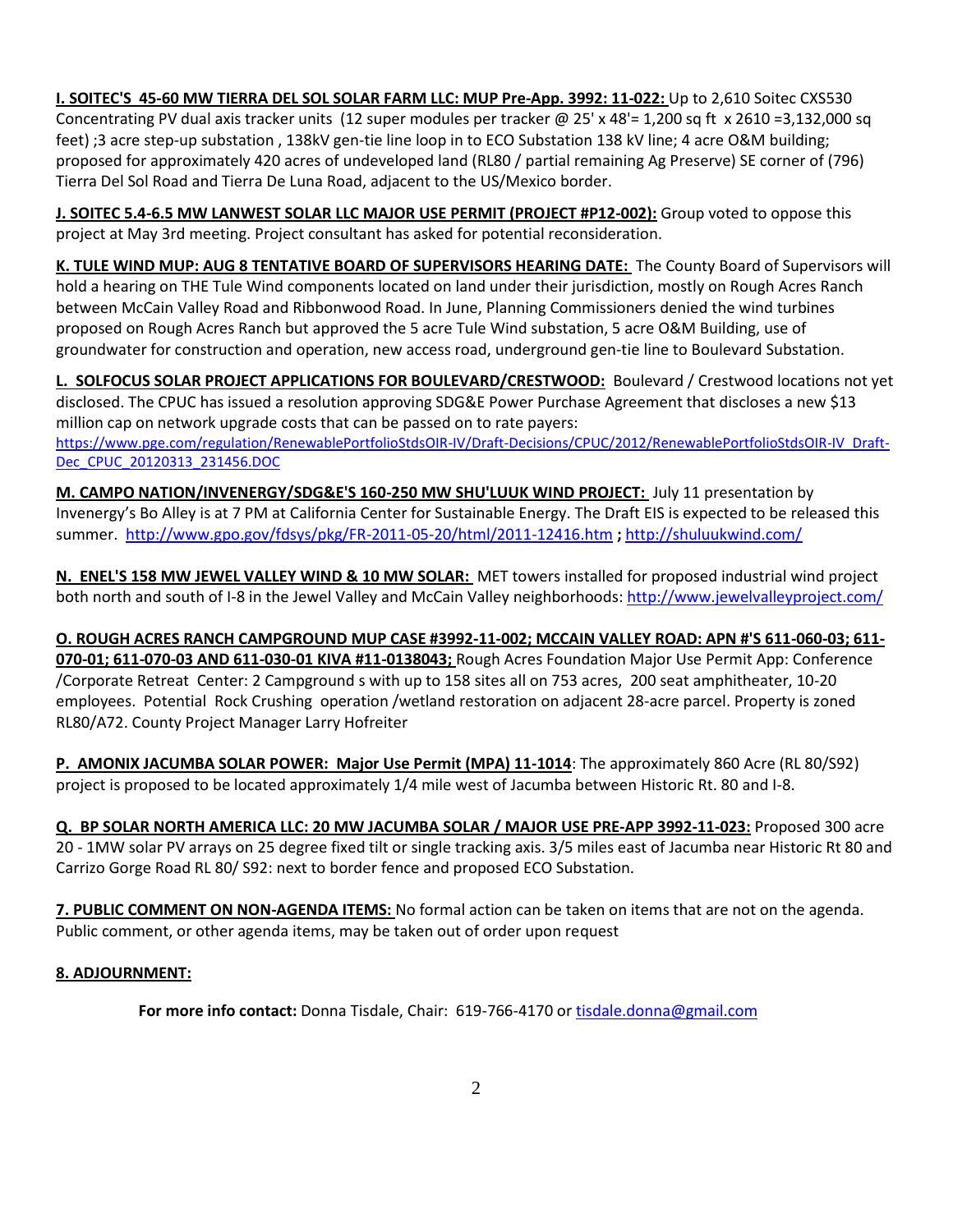**I. SOITEC'S 45-60 MW TIERRA DEL SOL SOLAR FARM LLC: MUP Pre-App. 3992: 11-022:** Up to 2,610 Soitec CXS530 Concentrating PV dual axis tracker units (12 super modules per tracker @ 25' x 48'= 1,200 sq ft x 2610 =3,132,000 sq feet) ;3 acre step-up substation , 138kV gen-tie line loop in to ECO Substation 138 kV line; 4 acre O&M building; proposed for approximately 420 acres of undeveloped land (RL80 / partial remaining Ag Preserve) SE corner of (796) Tierra Del Sol Road and Tierra De Luna Road, adjacent to the US/Mexico border.

**J. SOITEC 5.4-6.5 MW LANWEST SOLAR LLC MAJOR USE PERMIT (PROJECT #P12-002):** Group voted to oppose this project at May 3rd meeting. Project consultant has asked for potential reconsideration.

**K. TULE WIND MUP: AUG 8 TENTATIVE BOARD OF SUPERVISORS HEARING DATE:** The County Board of Supervisors will hold a hearing on THE Tule Wind components located on land under their jurisdiction, mostly on Rough Acres Ranch between McCain Valley Road and Ribbonwood Road. In June, Planning Commissioners denied the wind turbines proposed on Rough Acres Ranch but approved the 5 acre Tule Wind substation, 5 acre O&M Building, use of groundwater for construction and operation, new access road, underground gen-tie line to Boulevard Substation.

**L. SOLFOCUS SOLAR PROJECT APPLICATIONS FOR BOULEVARD/CRESTWOOD:** Boulevard / Crestwood locations not yet disclosed. The CPUC has issued a resolution approving SDG&E Power Purchase Agreement that discloses a new $13 million cap on network upgrade costs that can be passed on to rate payers: https://www.pge.com/regulation/RenewablePortfolioStdsOIR-IV/Draft-Decisions/CPUC/2012/RenewablePortfolioStdsOIR-IV_Draft-Dec_CPUC_20120313_231456.DOC

**M. CAMPO NATION/INVENERGY/SDG&E'S 160-250 MW SHU'LUUK WIND PROJECT:** July 11 presentation by Invenergy's Bo Alley is at 7 PM at California Center for Sustainable Energy. The Draft EIS is expected to be released this summer. http://www.gpo.gov/fdsys/pkg/FR-2011-05-20/html/2011-12416.htm **;** http://shuluukwind.com/

**N. ENEL'S 158 MW JEWEL VALLEY WIND & 10 MW SOLAR:** MET towers installed for proposed industrial wind project both north and south of I-8 in the Jewel Valley and McCain Valley neighborhoods: http://www.jewelvalleyproject.com/

**O. ROUGH ACRES RANCH CAMPGROUND MUP CASE #3992-11-002; MCCAIN VALLEY ROAD: APN #'S 611-060-03; 611-070-01; 611-070-03 AND 611-030-01 KIVA #11-0138043;** Rough Acres Foundation Major Use Permit App: Conference /Corporate Retreat Center: 2 Campground s with up to 158 sites all on 753 acres, 200 seat amphitheater, 10-20 employees. Potential Rock Crushing operation /wetland restoration on adjacent 28-acre parcel. Property is zoned RL80/A72. County Project Manager Larry Hofreiter

**P. AMONIX JACUMBA SOLAR POWER: Major Use Permit (MPA) 11-1014**: The approximately 860 Acre (RL 80/S92) project is proposed to be located approximately 1/4 mile west of Jacumba between Historic Rt. 80 and I-8.

**Q. BP SOLAR NORTH AMERICA LLC: 20 MW JACUMBA SOLAR / MAJOR USE PRE-APP 3992-11-023:** Proposed 300 acre 20 - 1MW solar PV arrays on 25 degree fixed tilt or single tracking axis. 3/5 miles east of Jacumba near Historic Rt 80 and Carrizo Gorge Road RL 80/ S92: next to border fence and proposed ECO Substation.

**7. PUBLIC COMMENT ON NON-AGENDA ITEMS:** No formal action can be taken on items that are not on the agenda. Public comment, or other agenda items, may be taken out of order upon request

**8. ADJOURNMENT:**

**For more info contact:** Donna Tisdale, Chair: 619-766-4170 or tisdale.donna@gmail.com